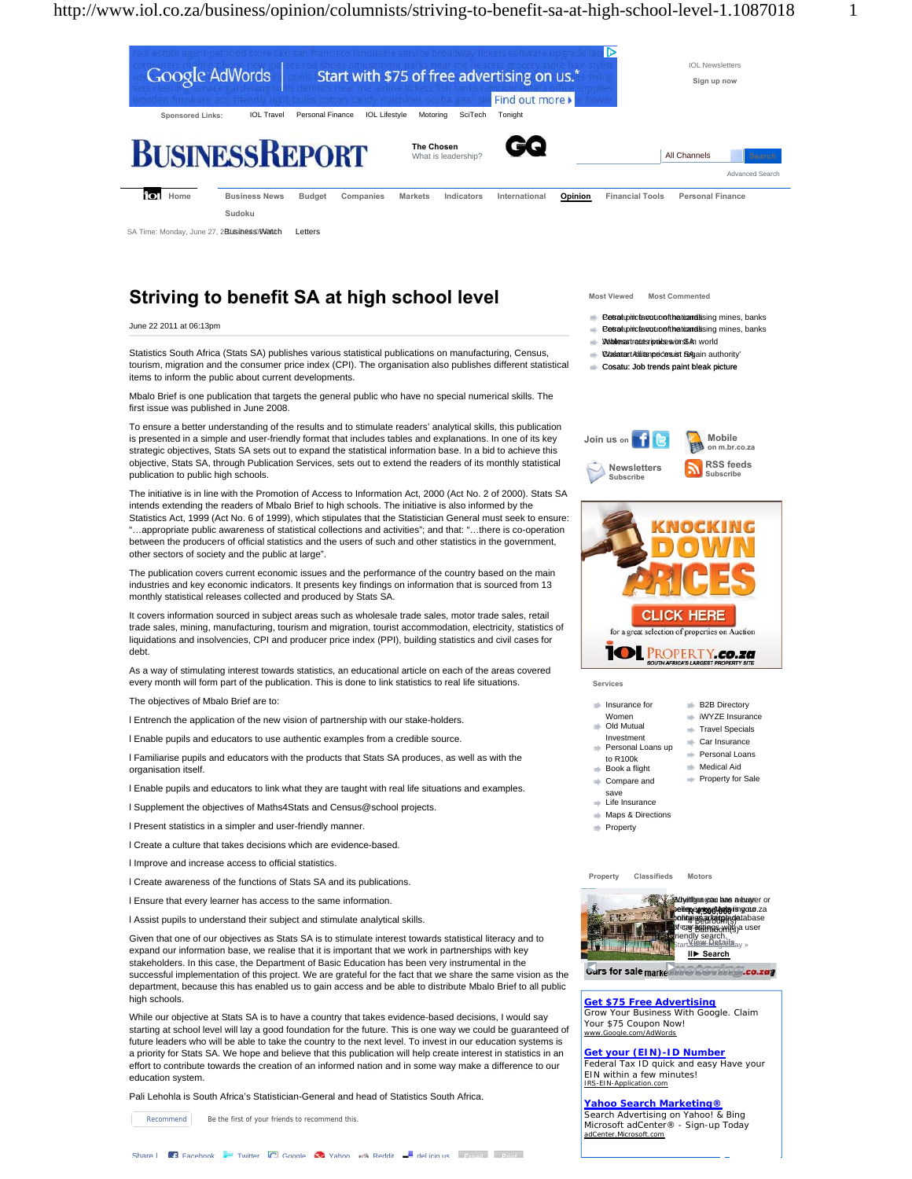# Striving to benefit SA at high school level

June 22 2011 at 06:13pm

Statistics South Africa (Stats SA) publishes various statistical publications on manufacturing, Census, tourism, migration and the consumer price index (CPI). The organisation also publishes different statistical items to inform the public about current developments.

Mbalo Brief is one publication that targets the general public who have no special numerical skills. The first issue was published in June 2008.

To ensure a better understanding of the results and to stimulate readers' analytical skills, this publication is presented in a simple and user-friendly format that includes tables and explanations. In one of its key strategic objectives, Stats SA sets out to expand the statistical information base. In a bid to achieve this objective, Stats SA, through Publication Services, sets out to extend the readers of its monthly statistical publication to public high schools.

The initiative is in line with the Promotion of Access to Information Act, 2000 (Act No. 2 of 2000). Stats SA intends extending the readers of Mbalo Brief to high schools. The initiative is also informed by the Statistics Act, 1999 (Act No. 6 of 1999), which stipulates that the Statistician General must seek to ensure: "…appropriate public awareness of statistical collections and activities"; and that: "…there is co-operation between the producers of official statistics and the users of such and other statistics in the government, other sectors of society and the public at large".

The publication covers current economic issues and the performance of the country based on the main industries and key economic indicators. It presents key findings on information that is sourced from 13 monthly statistical releases collected and produced by Stats SA.

It covers information sourced in subject areas such as wholesale trade sales, motor trade sales, retail trade sales, mining, manufacturing, tourism and migration, tourist accommodation, electricity, statistics of liquidations and insolvencies, CPI and producer price index (PPI), building statistics and civil cases for debt.

As a way of stimulating interest towards statistics, an educational article on each of the areas covered every month will form part of the publication. This is done to link statistics to real life situations.

The objectives of Mbalo Brief are to:

- Entrench the application of the new vision of partnership with our stake-holders.
- Enable pupils and educators to use authentic examples from a credible source.
- Familiarise pupils and educators with the products that Stats SA produces, as well as with the organisation itself.
- Enable pupils and educators to link what they are taught with real life situations and examples.
- Supplement the objectives of Maths4Stats and Census@school projects.
- Present statistics in a simpler and user-friendly manner.
- Create a culture that takes decisions which are evidence-based.
- Improve and increase access to official statistics.
- Create awareness of the functions of Stats SA and its publications.
- Ensure that every learner has access to the same information.
- Assist pupils to understand their subject and stimulate analytical skills.

Given that one of our objectives as Stats SA is to stimulate interest towards statistical literacy and to expand our information base, we realise that it is important that we work in partnerships with key stakeholders. In this case, the Department of Basic Education has been very instrumental in the successful implementation of this project. We are grateful for the fact that we share the same vision as the department, because this has enabled us to gain access and be able to distribute Mbalo Brief to all public high schools.

While our objective at Stats SA is to have a country that takes evidence-based decisions, I would say starting at school level will lay a good foundation for the future. This is one way we could be guaranteed of future leaders who will be able to take the country to the next level. To invest in our education systems is a priority for Stats SA. We hope and believe that this publication will help create interest in statistics in an effort to contribute towards the creation of an informed nation and in some way make a difference to our education system.

Pali Lehohla is South Africa's Statistician-General and head of Statistics South Africa.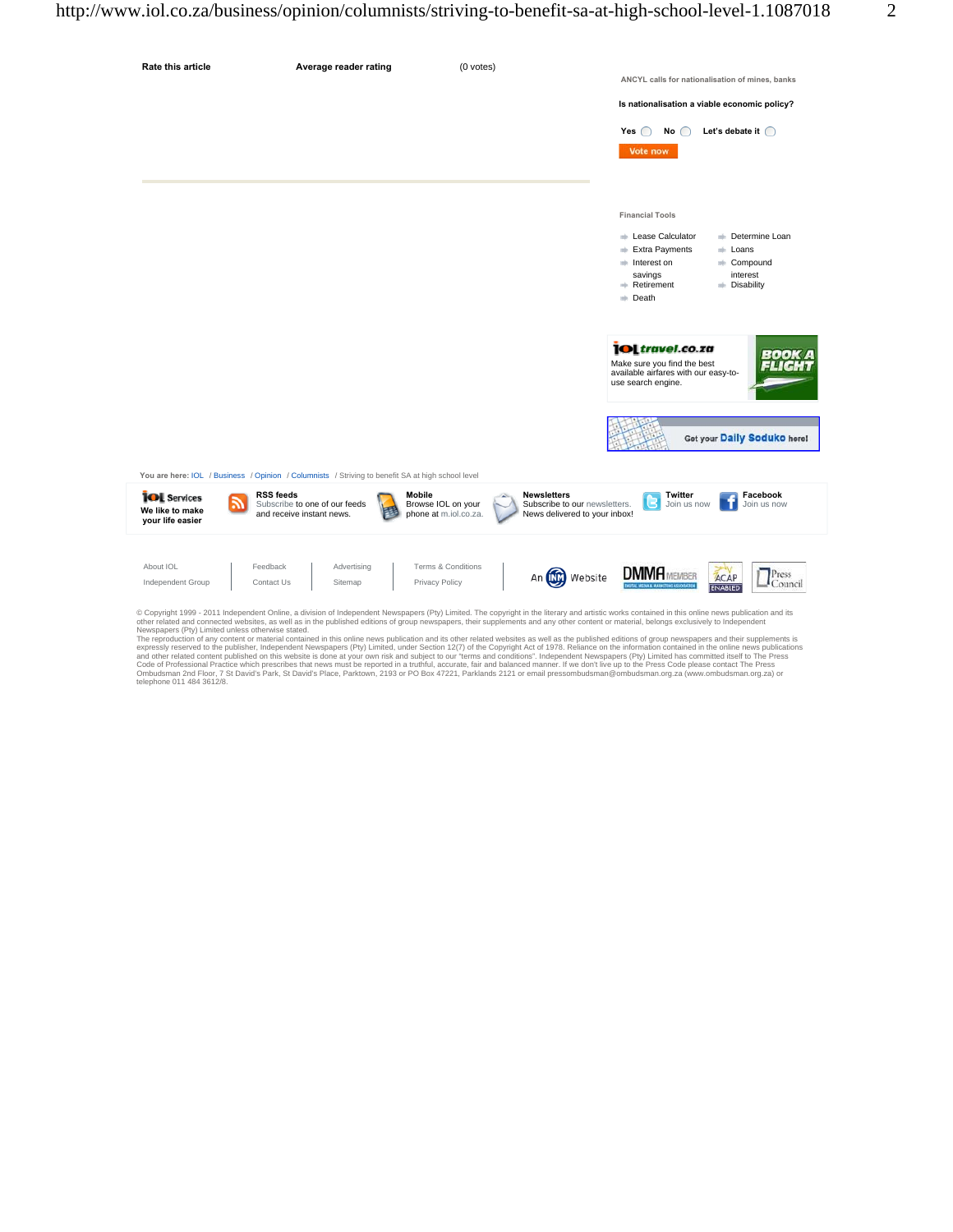Rate this article | Average reader rating | (0 votes)

ANCYL calls for nationalisation of mines, banks

**Is nationalisation a viable economic policy?**

Yes No Let's debate it

Vote now

Financial Tools

- Lease Calculator
- Extra Payments
- Interest on savings
- Retirement
- Death
- Determine Loan
- Loans
- Compound interest
- Disability

iOL travel.co.za
Make sure you find the best available airfares with our easy-to-use search engine.

BOOK A FLIGHT

Get your Daily Soduko here!

You are here: IOL / Business / Opinion / Columnists / Striving to benefit SA at high school level

**IOL Services** We like to make your life easier

**RSS feeds** Subscribe to one of our feeds and receive instant news.

**Mobile** Browse IOL on your phone at m.iol.co.za.

**Newsletters** Subscribe to our newsletters. News delivered to your inbox!

**Twitter** Join us now

**Facebook** Join us now

About IOL | Feedback | Advertising | Terms & Conditions
Independent Group | Contact Us | Sitemap | Privacy Policy

An INM Website

© Copyright 1999 - 2011 Independent Online, a division of Independent Newspapers (Pty) Limited. The copyright in the literary and artistic works contained in this online news publication and its other related and connected websites, as well as in the published editions of group newspapers, their supplements and any other content or material, belongs exclusively to Independent Newspapers (Pty) Limited unless otherwise stated.
The reproduction of any content or material contained in this online news publication and its other related websites as well as the published editions of group newspapers and their supplements is expressly reserved to the publisher, Independent Newspapers (Pty) Limited, under Section 12(7) of the Copyright Act of 1978. Reliance on the information contained in the online news publications and other related content published on this website is done at your own risk and subject to our "terms and conditions". Independent Newspapers (Pty) Limited has committed itself to The Press Code of Professional Practice which prescribes that news must be reported in a truthful, accurate, fair and balanced manner. If we don't live up to the Press Code please contact The Press Ombudsman 2nd Floor, 7 St David's Park, St David's Place, Parktown, 2193 or PO Box 47221, Parklands 2121 or email pressombudsman@ombudsman.org.za (www.ombudsman.org.za) or telephone 011 484 3612/8.